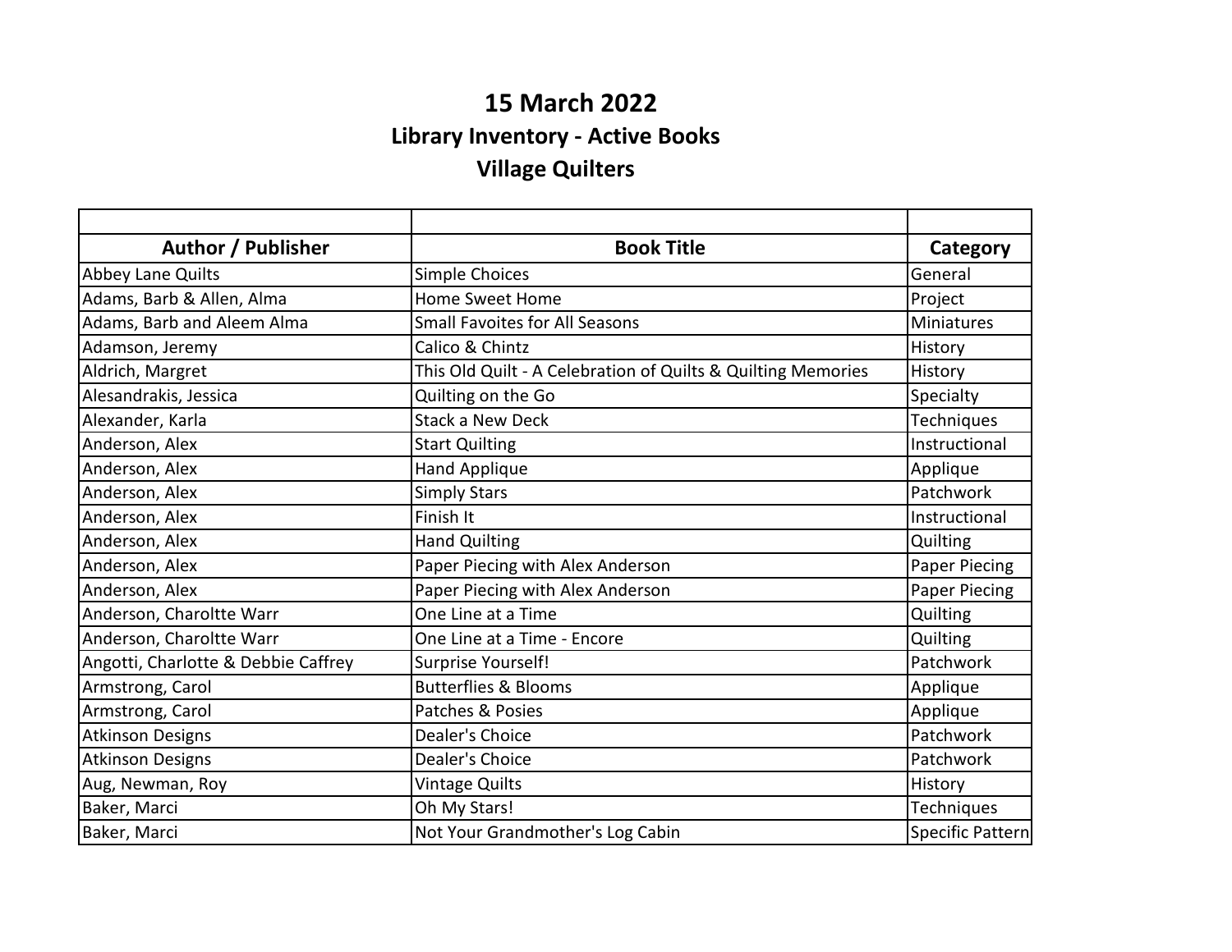# 15 March 2022

## Library Inventory - Active Books

## Village Quilters

| Author / Publisher | Book Title | Category |
|---|---|---|
| Abbey Lane Quilts | Simple Choices | General |
| Adams, Barb & Allen, Alma | Home Sweet Home | Project |
| Adams, Barb and Aleem Alma | Small Favoites for All Seasons | Miniatures |
| Adamson, Jeremy | Calico & Chintz | History |
| Aldrich, Margret | This Old Quilt - A Celebration of Quilts & Quilting Memories | History |
| Alesandrakis, Jessica | Quilting on the Go | Specialty |
| Alexander, Karla | Stack a New Deck | Techniques |
| Anderson, Alex | Start Quilting | Instructional |
| Anderson, Alex | Hand Applique | Applique |
| Anderson, Alex | Simply Stars | Patchwork |
| Anderson, Alex | Finish It | Instructional |
| Anderson, Alex | Hand Quilting | Quilting |
| Anderson, Alex | Paper Piecing with Alex Anderson | Paper Piecing |
| Anderson, Alex | Paper Piecing with Alex Anderson | Paper Piecing |
| Anderson, Charoltte Warr | One Line at a Time | Quilting |
| Anderson, Charoltte Warr | One Line at a Time - Encore | Quilting |
| Angotti, Charlotte & Debbie Caffrey | Surprise Yourself! | Patchwork |
| Armstrong, Carol | Butterflies & Blooms | Applique |
| Armstrong, Carol | Patches & Posies | Applique |
| Atkinson Designs | Dealer's Choice | Patchwork |
| Atkinson Designs | Dealer's Choice | Patchwork |
| Aug, Newman, Roy | Vintage Quilts | History |
| Baker, Marci | Oh My Stars! | Techniques |
| Baker, Marci | Not Your Grandmother's Log Cabin | Specific Pattern |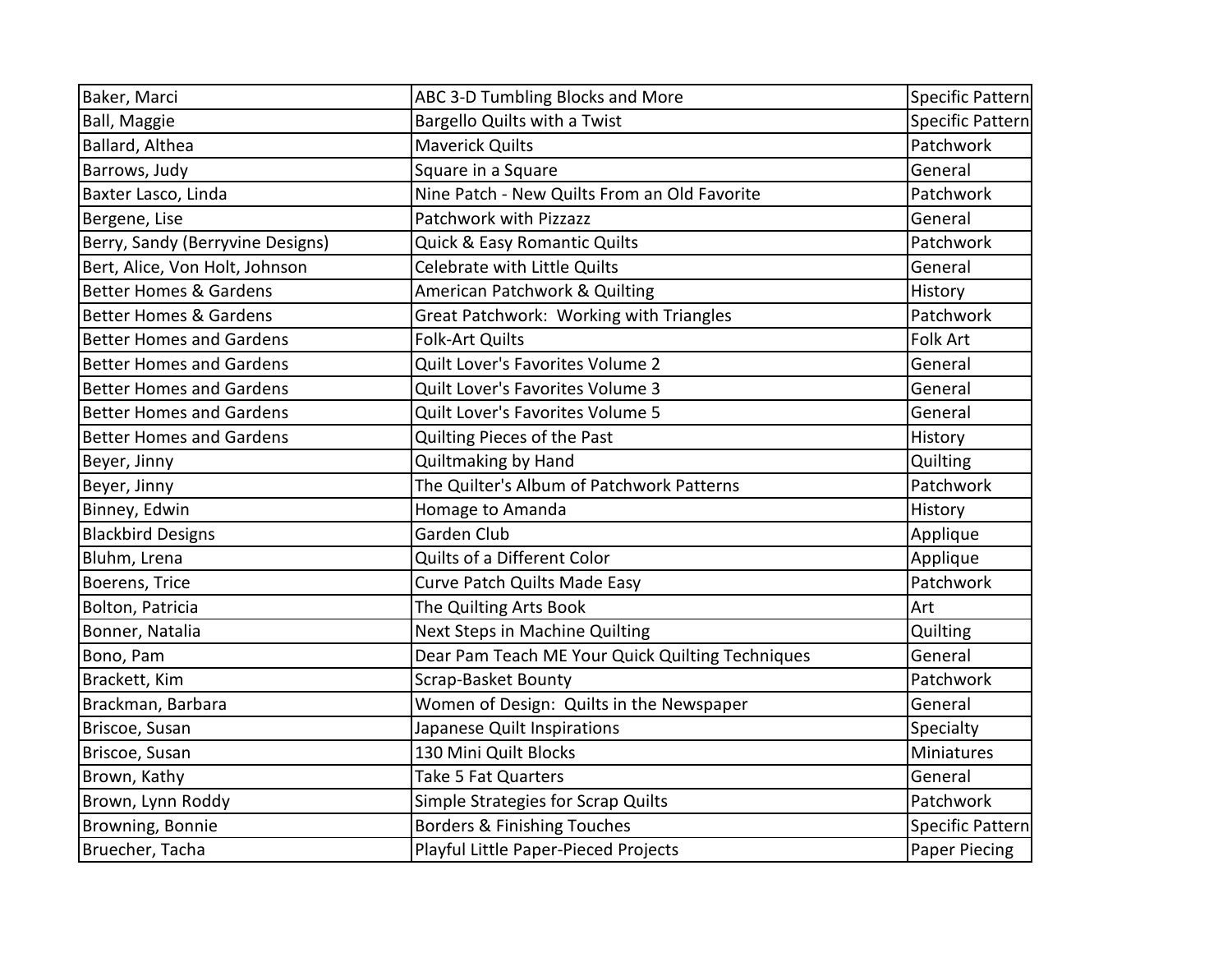| | | |
|---|---|---|
| Baker, Marci | ABC 3-D Tumbling Blocks and More | Specific Pattern |
| Ball, Maggie | Bargello Quilts with a Twist | Specific Pattern |
| Ballard, Althea | Maverick Quilts | Patchwork |
| Barrows, Judy | Square in a Square | General |
| Baxter Lasco, Linda | Nine Patch - New Quilts From an Old Favorite | Patchwork |
| Bergene, Lise | Patchwork with Pizzazz | General |
| Berry, Sandy (Berryvine Designs) | Quick & Easy Romantic Quilts | Patchwork |
| Bert, Alice, Von Holt, Johnson | Celebrate with Little Quilts | General |
| Better Homes & Gardens | American Patchwork & Quilting | History |
| Better Homes & Gardens | Great Patchwork: Working with Triangles | Patchwork |
| Better Homes and Gardens | Folk-Art Quilts | Folk Art |
| Better Homes and Gardens | Quilt Lover's Favorites Volume 2 | General |
| Better Homes and Gardens | Quilt Lover's Favorites Volume 3 | General |
| Better Homes and Gardens | Quilt Lover's Favorites Volume 5 | General |
| Better Homes and Gardens | Quilting Pieces of the Past | History |
| Beyer, Jinny | Quiltmaking by Hand | Quilting |
| Beyer, Jinny | The Quilter's Album of Patchwork Patterns | Patchwork |
| Binney, Edwin | Homage to Amanda | History |
| Blackbird Designs | Garden Club | Applique |
| Bluhm, Lrena | Quilts of a Different Color | Applique |
| Boerens, Trice | Curve Patch Quilts Made Easy | Patchwork |
| Bolton, Patricia | The Quilting Arts Book | Art |
| Bonner, Natalia | Next Steps in Machine Quilting | Quilting |
| Bono, Pam | Dear Pam Teach ME Your Quick Quilting Techniques | General |
| Brackett, Kim | Scrap-Basket Bounty | Patchwork |
| Brackman, Barbara | Women of Design: Quilts in the Newspaper | General |
| Briscoe, Susan | Japanese Quilt Inspirations | Specialty |
| Briscoe, Susan | 130 Mini Quilt Blocks | Miniatures |
| Brown, Kathy | Take 5 Fat Quarters | General |
| Brown, Lynn Roddy | Simple Strategies for Scrap Quilts | Patchwork |
| Browning, Bonnie | Borders & Finishing Touches | Specific Pattern |
| Bruecher, Tacha | Playful Little Paper-Pieced Projects | Paper Piecing |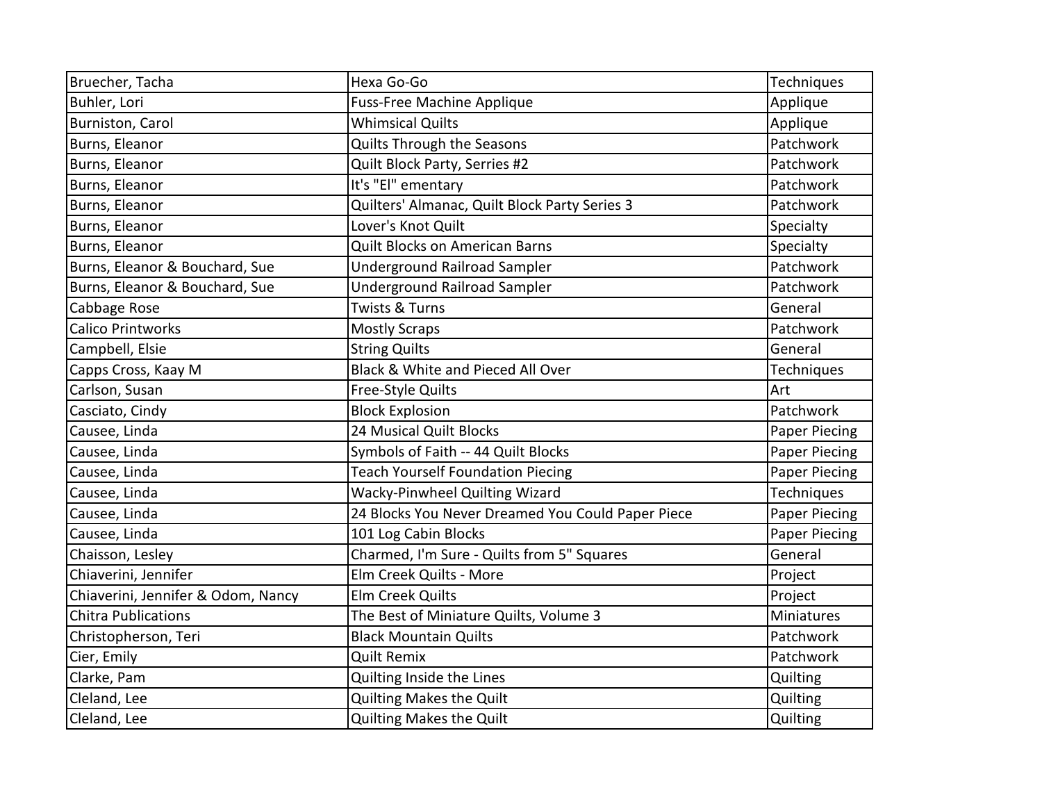| Bruecher, Tacha | Hexa Go-Go | Techniques |
|---|---|---|
| Buhler, Lori | Fuss-Free Machine Applique | Applique |
| Burniston, Carol | Whimsical Quilts | Applique |
| Burns, Eleanor | Quilts Through the Seasons | Patchwork |
| Burns, Eleanor | Quilt Block Party, Serries #2 | Patchwork |
| Burns, Eleanor | It's "El" ementary | Patchwork |
| Burns, Eleanor | Quilters' Almanac, Quilt Block Party Series 3 | Patchwork |
| Burns, Eleanor | Lover's Knot Quilt | Specialty |
| Burns, Eleanor | Quilt Blocks on American Barns | Specialty |
| Burns, Eleanor & Bouchard, Sue | Underground Railroad Sampler | Patchwork |
| Burns, Eleanor & Bouchard, Sue | Underground Railroad Sampler | Patchwork |
| Cabbage Rose | Twists & Turns | General |
| Calico Printworks | Mostly Scraps | Patchwork |
| Campbell, Elsie | String Quilts | General |
| Capps Cross, Kaay M | Black & White and Pieced All Over | Techniques |
| Carlson, Susan | Free-Style Quilts | Art |
| Casciato, Cindy | Block Explosion | Patchwork |
| Causee, Linda | 24 Musical Quilt Blocks | Paper Piecing |
| Causee, Linda | Symbols of Faith -- 44 Quilt Blocks | Paper Piecing |
| Causee, Linda | Teach Yourself Foundation Piecing | Paper Piecing |
| Causee, Linda | Wacky-Pinwheel Quilting Wizard | Techniques |
| Causee, Linda | 24 Blocks You Never Dreamed You Could Paper Piece | Paper Piecing |
| Causee, Linda | 101 Log Cabin Blocks | Paper Piecing |
| Chaisson, Lesley | Charmed, I'm Sure - Quilts from 5" Squares | General |
| Chiaverini, Jennifer | Elm Creek Quilts - More | Project |
| Chiaverini, Jennifer & Odom, Nancy | Elm Creek Quilts | Project |
| Chitra Publications | The Best of Miniature Quilts, Volume 3 | Miniatures |
| Christopherson, Teri | Black Mountain Quilts | Patchwork |
| Cier, Emily | Quilt Remix | Patchwork |
| Clarke, Pam | Quilting Inside the Lines | Quilting |
| Cleland, Lee | Quilting Makes the Quilt | Quilting |
| Cleland, Lee | Quilting Makes the Quilt | Quilting |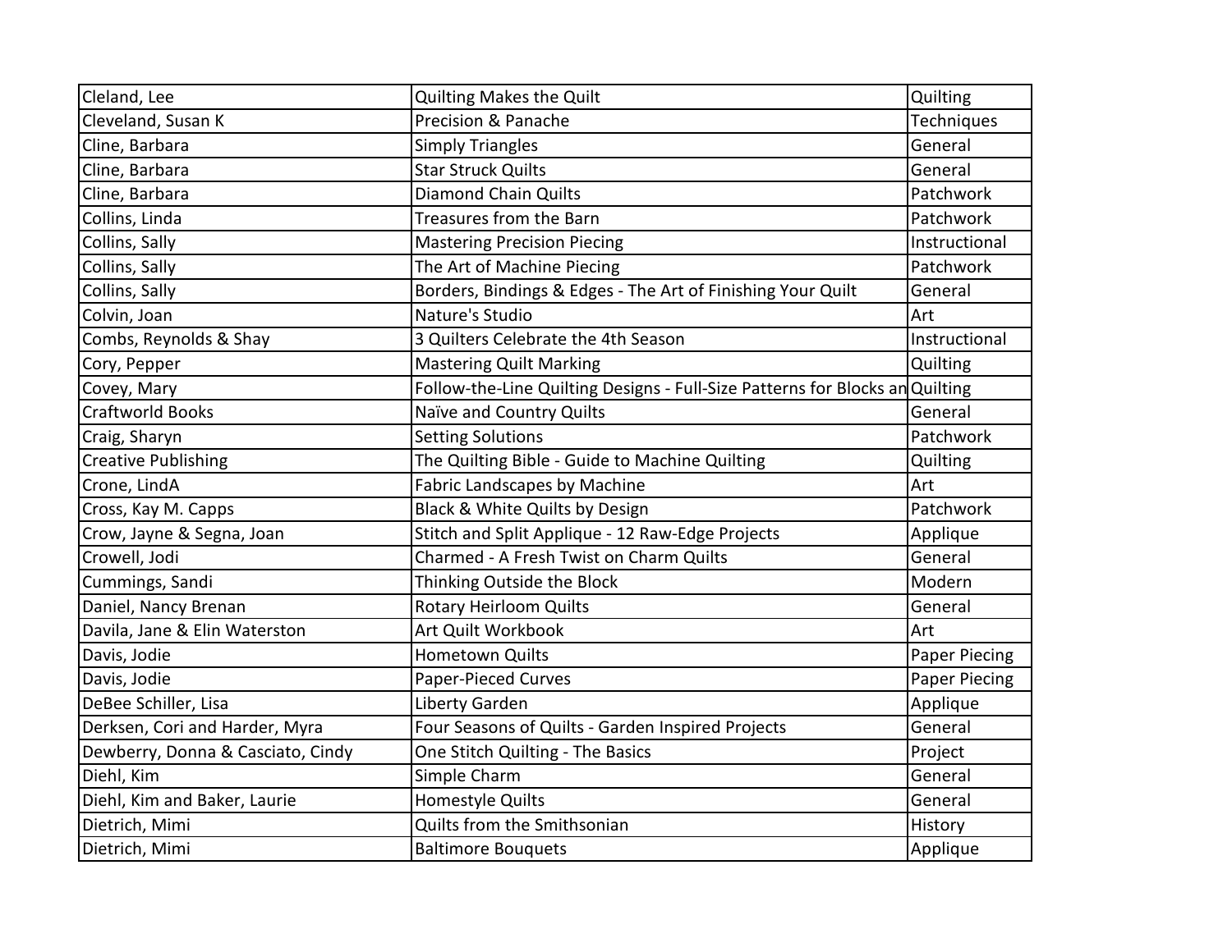| | | |
|---|---|---|
| Cleland, Lee | Quilting Makes the Quilt | Quilting |
| Cleveland, Susan K | Precision & Panache | Techniques |
| Cline, Barbara | Simply Triangles | General |
| Cline, Barbara | Star Struck Quilts | General |
| Cline, Barbara | Diamond Chain Quilts | Patchwork |
| Collins, Linda | Treasures from the Barn | Patchwork |
| Collins, Sally | Mastering Precision Piecing | Instructional |
| Collins, Sally | The Art of Machine Piecing | Patchwork |
| Collins, Sally | Borders, Bindings & Edges - The Art of Finishing Your Quilt | General |
| Colvin, Joan | Nature's Studio | Art |
| Combs, Reynolds & Shay | 3 Quilters Celebrate the 4th Season | Instructional |
| Cory, Pepper | Mastering Quilt Marking | Quilting |
| Covey, Mary | Follow-the-Line Quilting Designs - Full-Size Patterns for Blocks an | Quilting |
| Craftworld Books | Naïve and Country Quilts | General |
| Craig, Sharyn | Setting Solutions | Patchwork |
| Creative Publishing | The Quilting Bible - Guide to Machine Quilting | Quilting |
| Crone, LindA | Fabric Landscapes by Machine | Art |
| Cross, Kay M. Capps | Black & White Quilts by Design | Patchwork |
| Crow, Jayne & Segna, Joan | Stitch and Split Applique - 12 Raw-Edge Projects | Applique |
| Crowell, Jodi | Charmed - A Fresh Twist on Charm Quilts | General |
| Cummings, Sandi | Thinking Outside the Block | Modern |
| Daniel, Nancy Brenan | Rotary Heirloom Quilts | General |
| Davila, Jane & Elin Waterston | Art Quilt Workbook | Art |
| Davis, Jodie | Hometown Quilts | Paper Piecing |
| Davis, Jodie | Paper-Pieced Curves | Paper Piecing |
| DeBee Schiller, Lisa | Liberty Garden | Applique |
| Derksen, Cori and Harder, Myra | Four Seasons of Quilts - Garden Inspired Projects | General |
| Dewberry, Donna & Casciato, Cindy | One Stitch Quilting - The Basics | Project |
| Diehl, Kim | Simple Charm | General |
| Diehl, Kim and Baker, Laurie | Homestyle Quilts | General |
| Dietrich, Mimi | Quilts from the Smithsonian | History |
| Dietrich, Mimi | Baltimore Bouquets | Applique |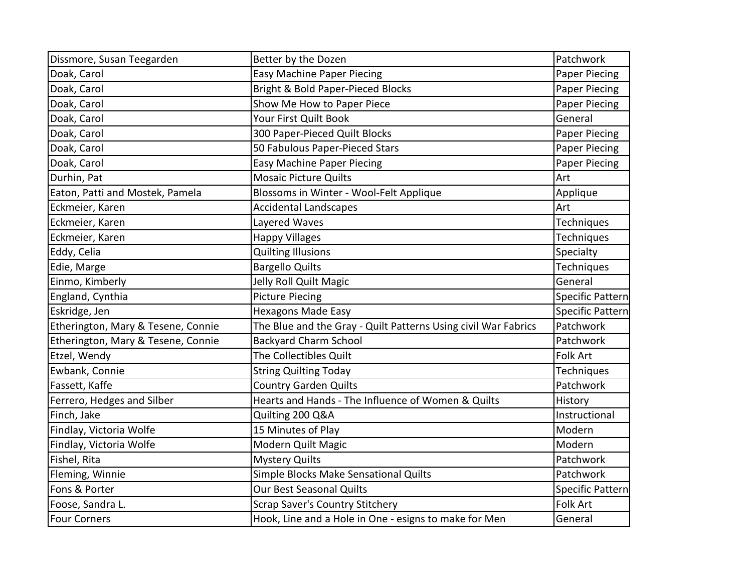| Dissmore, Susan Teegarden | Better by the Dozen | Patchwork |
|---|---|---|
| Doak, Carol | Easy Machine Paper Piecing | Paper Piecing |
| Doak, Carol | Bright & Bold Paper-Pieced Blocks | Paper Piecing |
| Doak, Carol | Show Me How to Paper Piece | Paper Piecing |
| Doak, Carol | Your First Quilt Book | General |
| Doak, Carol | 300 Paper-Pieced Quilt Blocks | Paper Piecing |
| Doak, Carol | 50 Fabulous Paper-Pieced Stars | Paper Piecing |
| Doak, Carol | Easy Machine Paper Piecing | Paper Piecing |
| Durhin, Pat | Mosaic Picture Quilts | Art |
| Eaton, Patti and Mostek, Pamela | Blossoms in Winter - Wool-Felt Applique | Applique |
| Eckmeier, Karen | Accidental Landscapes | Art |
| Eckmeier, Karen | Layered Waves | Techniques |
| Eckmeier, Karen | Happy Villages | Techniques |
| Eddy, Celia | Quilting Illusions | Specialty |
| Edie, Marge | Bargello Quilts | Techniques |
| Einmo, Kimberly | Jelly Roll Quilt Magic | General |
| England, Cynthia | Picture Piecing | Specific Pattern |
| Eskridge, Jen | Hexagons Made Easy | Specific Pattern |
| Etherington, Mary & Tesene, Connie | The Blue and the Gray - Quilt Patterns Using civil War Fabrics | Patchwork |
| Etherington, Mary & Tesene, Connie | Backyard Charm School | Patchwork |
| Etzel, Wendy | The Collectibles Quilt | Folk Art |
| Ewbank, Connie | String Quilting Today | Techniques |
| Fassett, Kaffe | Country Garden Quilts | Patchwork |
| Ferrero, Hedges and Silber | Hearts and Hands - The Influence of Women & Quilts | History |
| Finch, Jake | Quilting 200 Q&A | Instructional |
| Findlay, Victoria Wolfe | 15 Minutes of Play | Modern |
| Findlay, Victoria Wolfe | Modern Quilt Magic | Modern |
| Fishel, Rita | Mystery Quilts | Patchwork |
| Fleming, Winnie | Simple Blocks Make Sensational Quilts | Patchwork |
| Fons & Porter | Our Best Seasonal Quilts | Specific Pattern |
| Foose, Sandra L. | Scrap Saver's Country Stitchery | Folk Art |
| Four Corners | Hook, Line and a Hole in One - esigns to make for Men | General |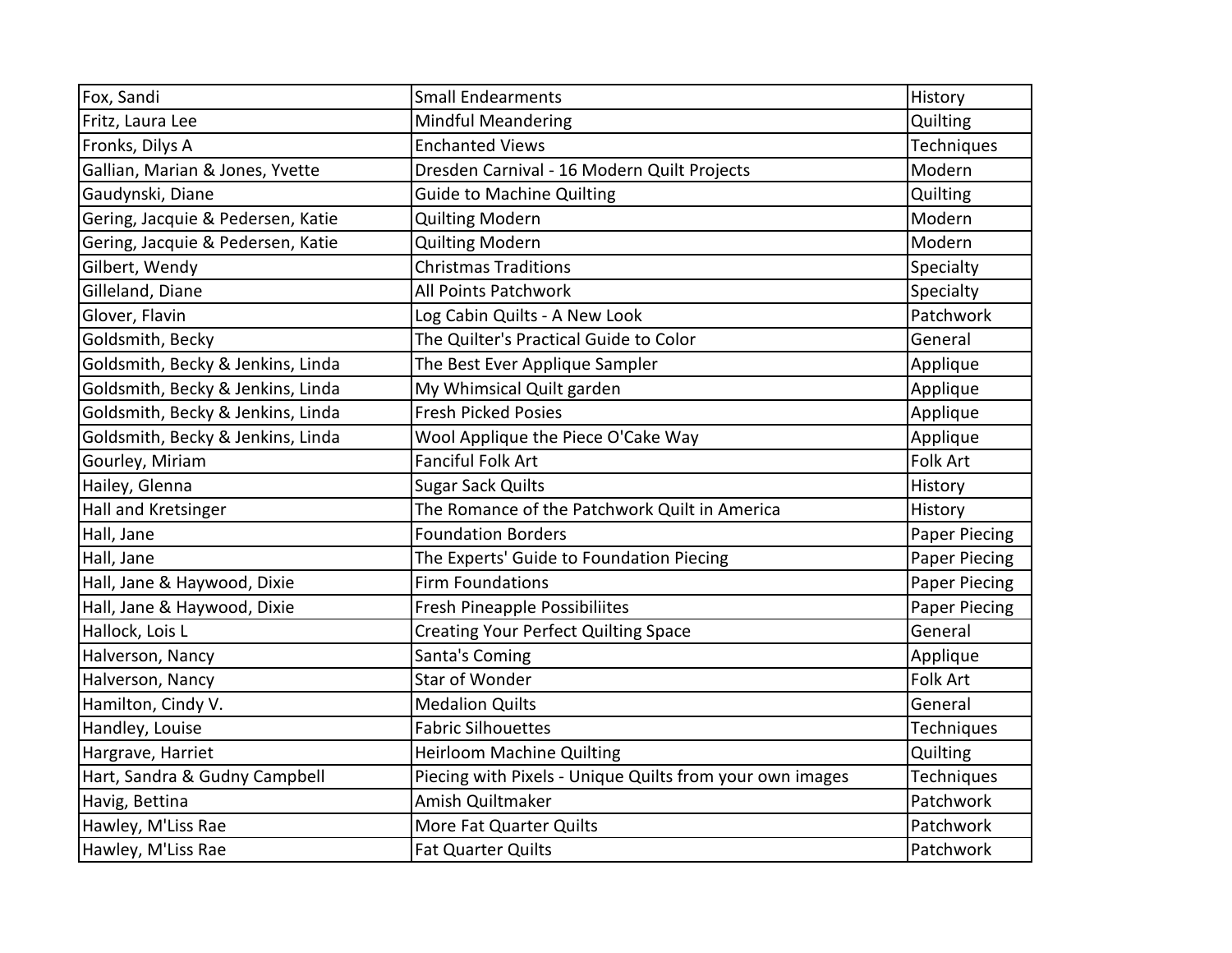| Fox, Sandi | Small Endearments | History |
| --- | --- | --- |
| Fritz, Laura Lee | Mindful Meandering | Quilting |
| Fronks, Dilys A | Enchanted Views | Techniques |
| Gallian, Marian & Jones, Yvette | Dresden Carnival - 16 Modern Quilt Projects | Modern |
| Gaudynski, Diane | Guide to Machine Quilting | Quilting |
| Gering, Jacquie & Pedersen, Katie | Quilting Modern | Modern |
| Gering, Jacquie & Pedersen, Katie | Quilting Modern | Modern |
| Gilbert, Wendy | Christmas Traditions | Specialty |
| Gilleland, Diane | All Points Patchwork | Specialty |
| Glover, Flavin | Log Cabin Quilts - A New Look | Patchwork |
| Goldsmith, Becky | The Quilter's Practical Guide to Color | General |
| Goldsmith, Becky & Jenkins, Linda | The Best Ever Applique Sampler | Applique |
| Goldsmith, Becky & Jenkins, Linda | My Whimsical Quilt garden | Applique |
| Goldsmith, Becky & Jenkins, Linda | Fresh Picked Posies | Applique |
| Goldsmith, Becky & Jenkins, Linda | Wool Applique the Piece O'Cake Way | Applique |
| Gourley, Miriam | Fanciful Folk Art | Folk Art |
| Hailey, Glenna | Sugar Sack Quilts | History |
| Hall and Kretsinger | The Romance of the Patchwork Quilt in America | History |
| Hall, Jane | Foundation Borders | Paper Piecing |
| Hall, Jane | The Experts' Guide to Foundation Piecing | Paper Piecing |
| Hall, Jane & Haywood, Dixie | Firm Foundations | Paper Piecing |
| Hall, Jane & Haywood, Dixie | Fresh Pineapple Possibiliites | Paper Piecing |
| Hallock, Lois L | Creating Your Perfect Quilting Space | General |
| Halverson, Nancy | Santa's Coming | Applique |
| Halverson, Nancy | Star of Wonder | Folk Art |
| Hamilton, Cindy V. | Medalion Quilts | General |
| Handley, Louise | Fabric Silhouettes | Techniques |
| Hargrave, Harriet | Heirloom Machine Quilting | Quilting |
| Hart, Sandra & Gudny Campbell | Piecing with Pixels - Unique Quilts from your own images | Techniques |
| Havig, Bettina | Amish Quiltmaker | Patchwork |
| Hawley, M'Liss Rae | More Fat Quarter Quilts | Patchwork |
| Hawley, M'Liss Rae | Fat Quarter Quilts | Patchwork |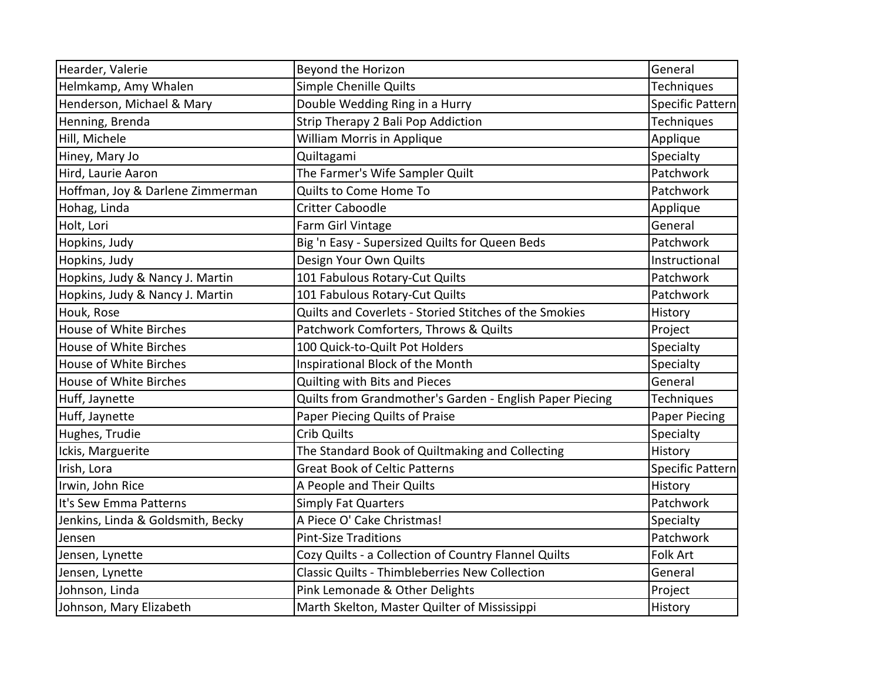| Hearder, Valerie | Beyond the Horizon | General |
|---|---|---|
| Helmkamp, Amy Whalen | Simple Chenille Quilts | Techniques |
| Henderson, Michael & Mary | Double Wedding Ring in a Hurry | Specific Pattern |
| Henning, Brenda | Strip Therapy 2 Bali Pop Addiction | Techniques |
| Hill, Michele | William Morris in Applique | Applique |
| Hiney, Mary Jo | Quiltagami | Specialty |
| Hird, Laurie Aaron | The Farmer's Wife Sampler Quilt | Patchwork |
| Hoffman, Joy & Darlene Zimmerman | Quilts to Come Home To | Patchwork |
| Hohag, Linda | Critter Caboodle | Applique |
| Holt, Lori | Farm Girl Vintage | General |
| Hopkins, Judy | Big 'n Easy - Supersized Quilts for Queen Beds | Patchwork |
| Hopkins, Judy | Design Your Own Quilts | Instructional |
| Hopkins, Judy & Nancy J. Martin | 101 Fabulous Rotary-Cut Quilts | Patchwork |
| Hopkins, Judy & Nancy J. Martin | 101 Fabulous Rotary-Cut Quilts | Patchwork |
| Houk, Rose | Quilts and Coverlets - Storied Stitches of the Smokies | History |
| House of White Birches | Patchwork Comforters, Throws & Quilts | Project |
| House of White Birches | 100 Quick-to-Quilt Pot Holders | Specialty |
| House of White Birches | Inspirational Block of the Month | Specialty |
| House of White Birches | Quilting with Bits and Pieces | General |
| Huff, Jaynette | Quilts from Grandmother's Garden - English Paper Piecing | Techniques |
| Huff, Jaynette | Paper Piecing Quilts of Praise | Paper Piecing |
| Hughes, Trudie | Crib Quilts | Specialty |
| Ickis, Marguerite | The Standard Book of Quiltmaking and Collecting | History |
| Irish, Lora | Great Book of Celtic Patterns | Specific Pattern |
| Irwin, John Rice | A People and Their Quilts | History |
| It's Sew Emma Patterns | Simply Fat Quarters | Patchwork |
| Jenkins, Linda & Goldsmith, Becky | A Piece O' Cake Christmas! | Specialty |
| Jensen | Pint-Size Traditions | Patchwork |
| Jensen, Lynette | Cozy Quilts - a Collection of Country Flannel Quilts | Folk Art |
| Jensen, Lynette | Classic Quilts - Thimbleberries New Collection | General |
| Johnson, Linda | Pink Lemonade & Other Delights | Project |
| Johnson, Mary Elizabeth | Marth Skelton, Master Quilter of Mississippi | History |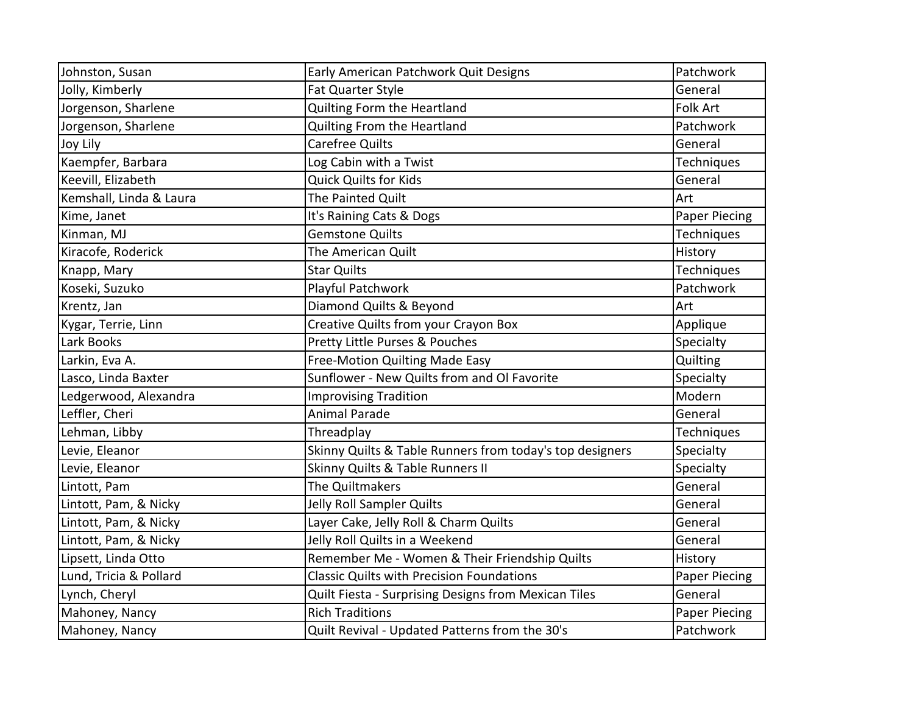| Johnston, Susan | Early American Patchwork Quit Designs | Patchwork |
|---|---|---|
| Jolly, Kimberly | Fat Quarter Style | General |
| Jorgenson, Sharlene | Quilting Form the Heartland | Folk Art |
| Jorgenson, Sharlene | Quilting From the Heartland | Patchwork |
| Joy Lily | Carefree Quilts | General |
| Kaempfer, Barbara | Log Cabin with a Twist | Techniques |
| Keevill, Elizabeth | Quick Quilts for Kids | General |
| Kemshall, Linda & Laura | The Painted Quilt | Art |
| Kime, Janet | It's Raining Cats & Dogs | Paper Piecing |
| Kinman, MJ | Gemstone Quilts | Techniques |
| Kiracofe, Roderick | The American Quilt | History |
| Knapp, Mary | Star Quilts | Techniques |
| Koseki, Suzuko | Playful Patchwork | Patchwork |
| Krentz, Jan | Diamond Quilts & Beyond | Art |
| Kygar, Terrie, Linn | Creative Quilts from your Crayon Box | Applique |
| Lark Books | Pretty Little Purses & Pouches | Specialty |
| Larkin, Eva A. | Free-Motion Quilting Made Easy | Quilting |
| Lasco, Linda Baxter | Sunflower - New Quilts from and Ol Favorite | Specialty |
| Ledgerwood, Alexandra | Improvising Tradition | Modern |
| Leffler, Cheri | Animal Parade | General |
| Lehman, Libby | Threadplay | Techniques |
| Levie, Eleanor | Skinny Quilts & Table Runners from today's top designers | Specialty |
| Levie, Eleanor | Skinny Quilts & Table Runners II | Specialty |
| Lintott, Pam | The Quiltmakers | General |
| Lintott, Pam, & Nicky | Jelly Roll Sampler Quilts | General |
| Lintott, Pam, & Nicky | Layer Cake, Jelly Roll & Charm Quilts | General |
| Lintott, Pam, & Nicky | Jelly Roll Quilts in a Weekend | General |
| Lipsett, Linda Otto | Remember Me - Women & Their Friendship Quilts | History |
| Lund, Tricia & Pollard | Classic Quilts with Precision Foundations | Paper Piecing |
| Lynch, Cheryl | Quilt Fiesta - Surprising Designs from Mexican Tiles | General |
| Mahoney, Nancy | Rich Traditions | Paper Piecing |
| Mahoney, Nancy | Quilt Revival - Updated Patterns from the 30's | Patchwork |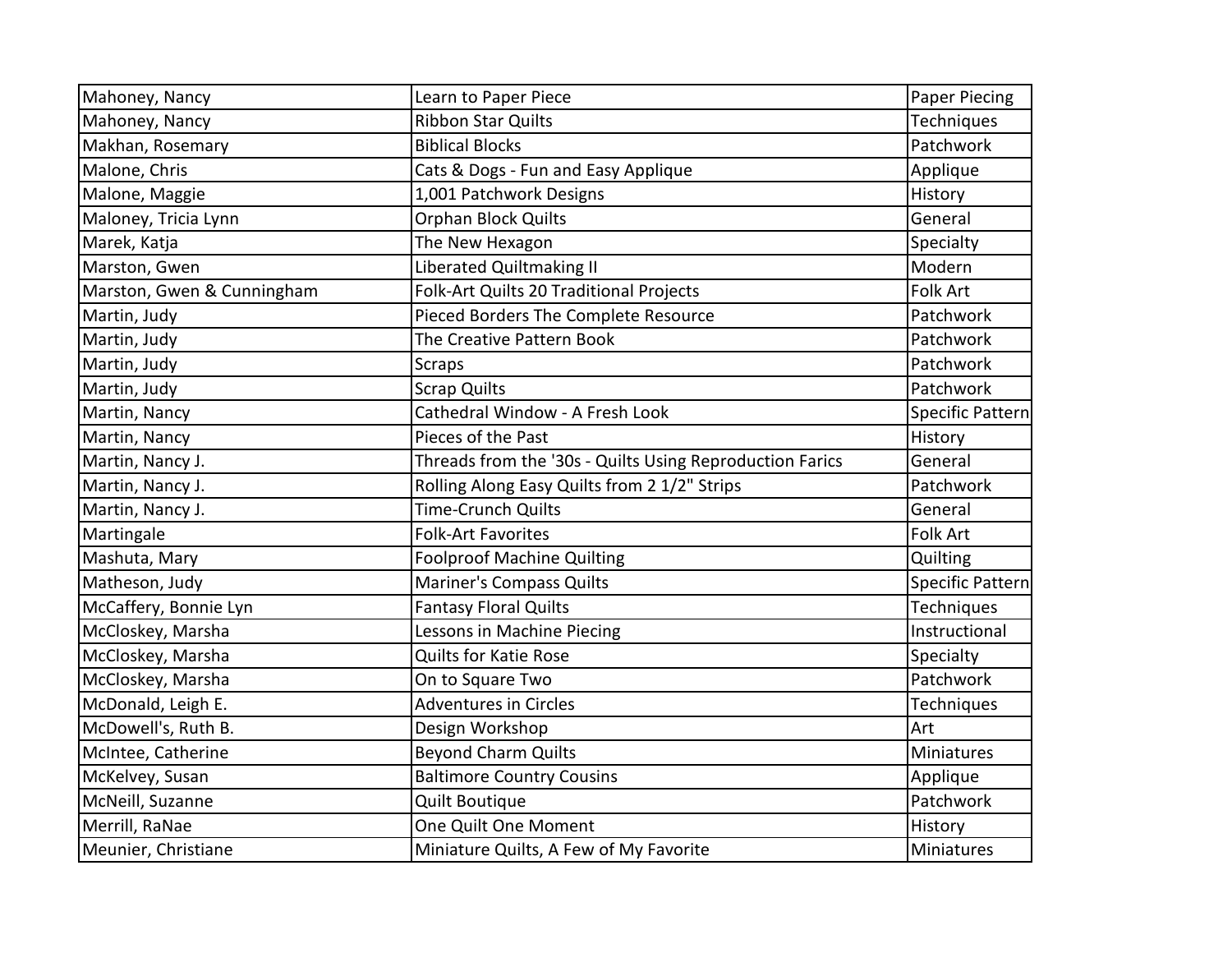| | | |
|---|---|---|
| Mahoney, Nancy | Learn to Paper Piece | Paper Piecing |
| Mahoney, Nancy | Ribbon Star Quilts | Techniques |
| Makhan, Rosemary | Biblical Blocks | Patchwork |
| Malone, Chris | Cats & Dogs - Fun and Easy Applique | Applique |
| Malone, Maggie | 1,001 Patchwork Designs | History |
| Maloney, Tricia Lynn | Orphan Block Quilts | General |
| Marek, Katja | The New Hexagon | Specialty |
| Marston, Gwen | Liberated Quiltmaking II | Modern |
| Marston, Gwen & Cunningham | Folk-Art Quilts 20 Traditional Projects | Folk Art |
| Martin, Judy | Pieced Borders The Complete Resource | Patchwork |
| Martin, Judy | The Creative Pattern Book | Patchwork |
| Martin, Judy | Scraps | Patchwork |
| Martin, Judy | Scrap Quilts | Patchwork |
| Martin, Nancy | Cathedral Window - A Fresh Look | Specific Pattern |
| Martin, Nancy | Pieces of the Past | History |
| Martin, Nancy J. | Threads from the '30s - Quilts Using Reproduction Farics | General |
| Martin, Nancy J. | Rolling Along Easy Quilts from 2 1/2" Strips | Patchwork |
| Martin, Nancy J. | Time-Crunch Quilts | General |
| Martingale | Folk-Art Favorites | Folk Art |
| Mashuta, Mary | Foolproof Machine Quilting | Quilting |
| Matheson, Judy | Mariner's Compass Quilts | Specific Pattern |
| McCaffery, Bonnie Lyn | Fantasy Floral Quilts | Techniques |
| McCloskey, Marsha | Lessons in Machine Piecing | Instructional |
| McCloskey, Marsha | Quilts for Katie Rose | Specialty |
| McCloskey, Marsha | On to Square Two | Patchwork |
| McDonald, Leigh E. | Adventures in Circles | Techniques |
| McDowell's, Ruth B. | Design Workshop | Art |
| McIntee, Catherine | Beyond Charm Quilts | Miniatures |
| McKelvey, Susan | Baltimore Country Cousins | Applique |
| McNeill, Suzanne | Quilt Boutique | Patchwork |
| Merrill, RaNae | One Quilt One Moment | History |
| Meunier, Christiane | Miniature Quilts, A Few of My Favorite | Miniatures |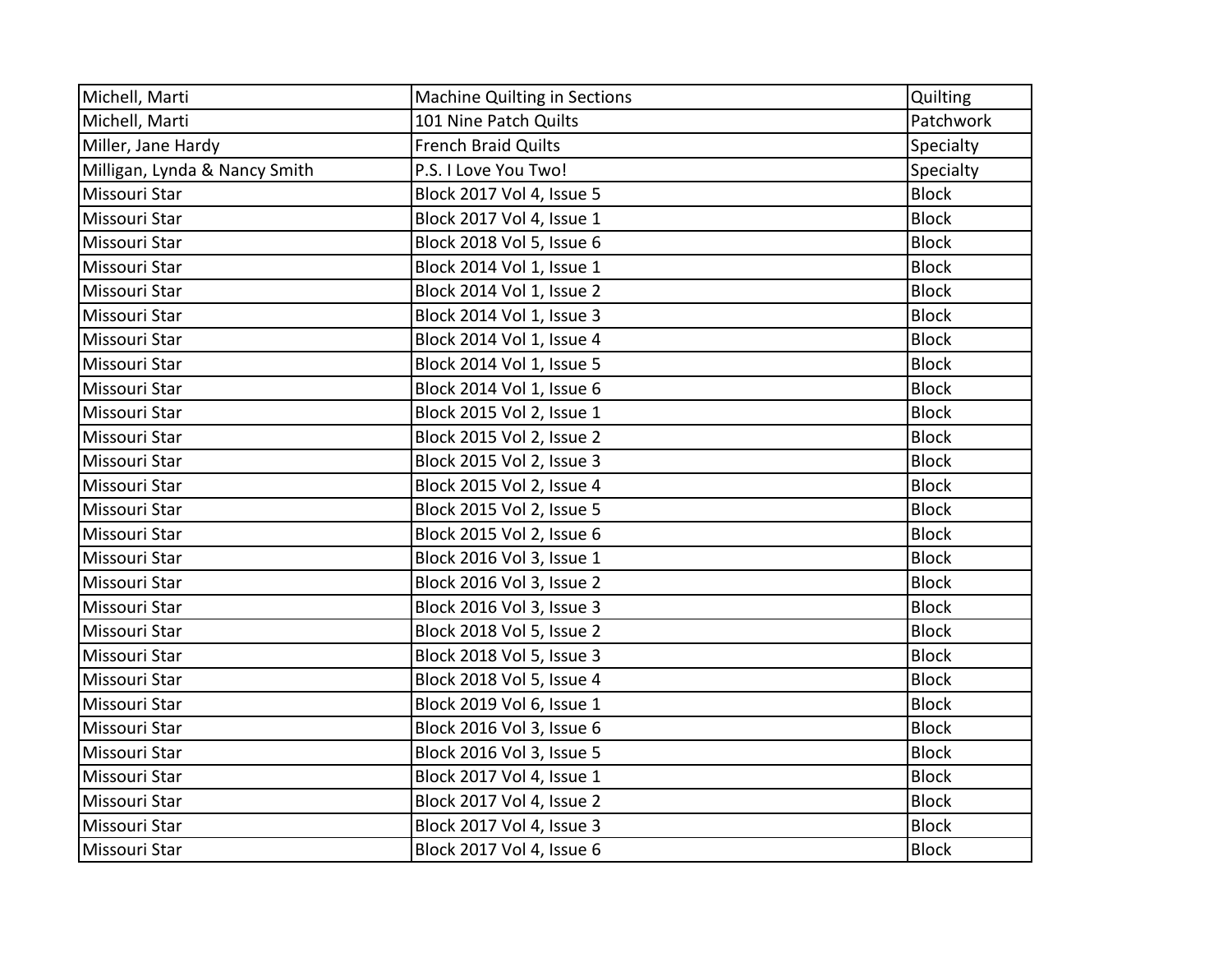| | | |
|---|---|---|
| Michell, Marti | Machine Quilting in Sections | Quilting |
| Michell, Marti | 101 Nine Patch Quilts | Patchwork |
| Miller, Jane Hardy | French Braid Quilts | Specialty |
| Milligan, Lynda & Nancy Smith | P.S. I Love You Two! | Specialty |
| Missouri Star | Block 2017 Vol 4, Issue 5 | Block |
| Missouri Star | Block 2017 Vol 4, Issue 1 | Block |
| Missouri Star | Block 2018 Vol 5, Issue 6 | Block |
| Missouri Star | Block 2014 Vol 1, Issue 1 | Block |
| Missouri Star | Block 2014 Vol 1, Issue 2 | Block |
| Missouri Star | Block 2014 Vol 1, Issue 3 | Block |
| Missouri Star | Block 2014 Vol 1, Issue 4 | Block |
| Missouri Star | Block 2014 Vol 1, Issue 5 | Block |
| Missouri Star | Block 2014 Vol 1, Issue 6 | Block |
| Missouri Star | Block 2015 Vol 2, Issue 1 | Block |
| Missouri Star | Block 2015 Vol 2, Issue 2 | Block |
| Missouri Star | Block 2015 Vol 2, Issue 3 | Block |
| Missouri Star | Block 2015 Vol 2, Issue 4 | Block |
| Missouri Star | Block 2015 Vol 2, Issue 5 | Block |
| Missouri Star | Block 2015 Vol 2, Issue 6 | Block |
| Missouri Star | Block 2016 Vol 3, Issue 1 | Block |
| Missouri Star | Block 2016 Vol 3, Issue 2 | Block |
| Missouri Star | Block 2016 Vol 3, Issue 3 | Block |
| Missouri Star | Block 2018 Vol 5, Issue 2 | Block |
| Missouri Star | Block 2018 Vol 5, Issue 3 | Block |
| Missouri Star | Block 2018 Vol 5, Issue 4 | Block |
| Missouri Star | Block 2019 Vol 6, Issue 1 | Block |
| Missouri Star | Block 2016 Vol 3, Issue 6 | Block |
| Missouri Star | Block 2016 Vol 3, Issue 5 | Block |
| Missouri Star | Block 2017 Vol 4, Issue 1 | Block |
| Missouri Star | Block 2017 Vol 4, Issue 2 | Block |
| Missouri Star | Block 2017 Vol 4, Issue 3 | Block |
| Missouri Star | Block 2017 Vol 4, Issue 6 | Block |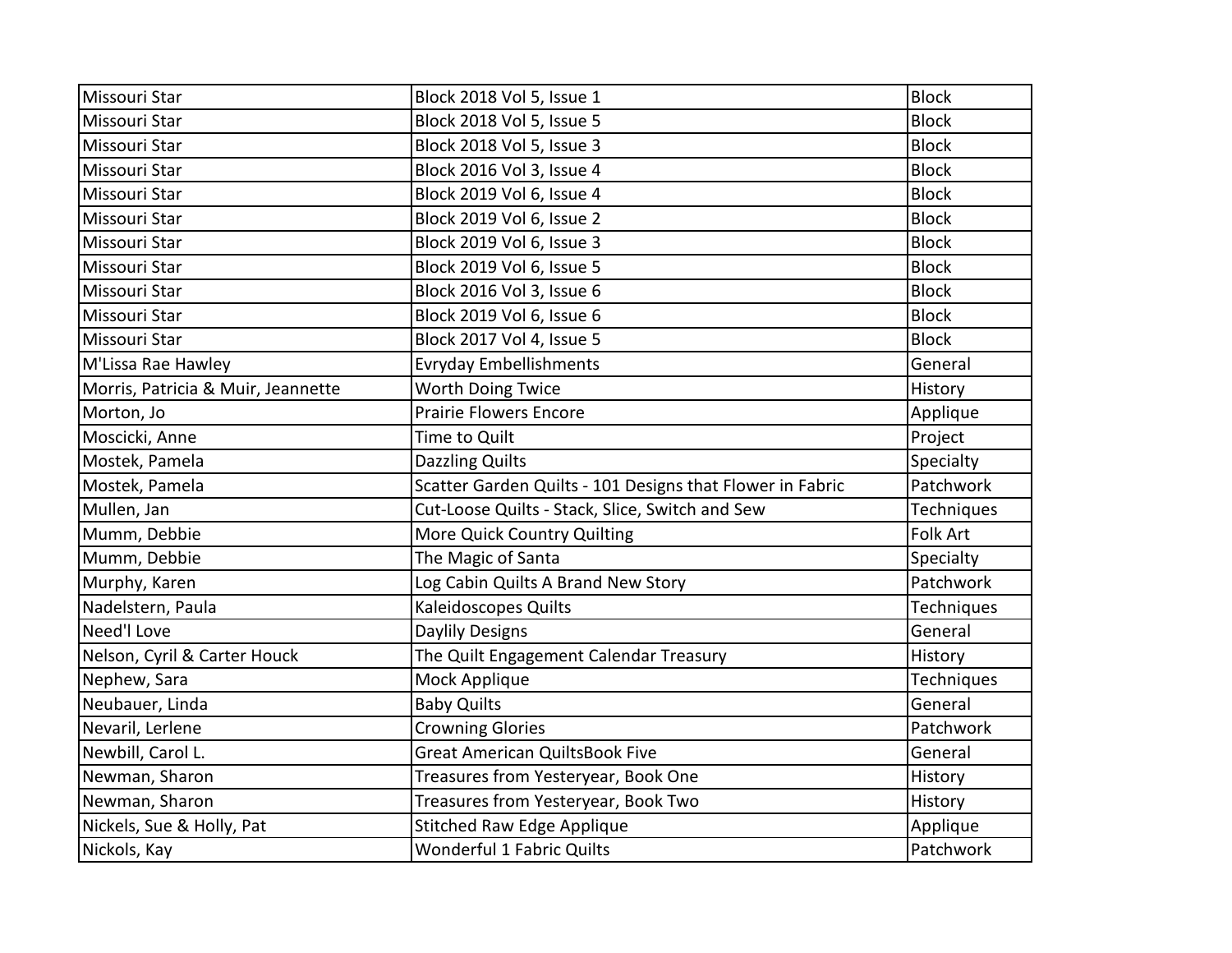| Missouri Star | Block 2018 Vol 5, Issue 1 | Block |
|---|---|---|
| Missouri Star | Block 2018 Vol 5, Issue 5 | Block |
| Missouri Star | Block 2018 Vol 5, Issue 3 | Block |
| Missouri Star | Block 2016 Vol 3, Issue 4 | Block |
| Missouri Star | Block 2019 Vol 6, Issue 4 | Block |
| Missouri Star | Block 2019 Vol 6, Issue 2 | Block |
| Missouri Star | Block 2019 Vol 6, Issue 3 | Block |
| Missouri Star | Block 2019 Vol 6, Issue 5 | Block |
| Missouri Star | Block 2016 Vol 3, Issue 6 | Block |
| Missouri Star | Block 2019 Vol 6, Issue 6 | Block |
| Missouri Star | Block 2017 Vol 4, Issue 5 | Block |
| M'Lissa Rae Hawley | Evryday Embellishments | General |
| Morris, Patricia & Muir, Jeannette | Worth Doing Twice | History |
| Morton, Jo | Prairie Flowers Encore | Applique |
| Moscicki, Anne | Time to Quilt | Project |
| Mostek, Pamela | Dazzling Quilts | Specialty |
| Mostek, Pamela | Scatter Garden Quilts - 101 Designs that Flower in Fabric | Patchwork |
| Mullen, Jan | Cut-Loose Quilts - Stack, Slice, Switch and Sew | Techniques |
| Mumm, Debbie | More Quick Country Quilting | Folk Art |
| Mumm, Debbie | The Magic of Santa | Specialty |
| Murphy, Karen | Log Cabin Quilts A Brand New Story | Patchwork |
| Nadelstern, Paula | Kaleidoscopes Quilts | Techniques |
| Need'l Love | Daylily Designs | General |
| Nelson, Cyril & Carter Houck | The Quilt Engagement Calendar Treasury | History |
| Nephew, Sara | Mock Applique | Techniques |
| Neubauer, Linda | Baby Quilts | General |
| Nevaril, Lerlene | Crowning Glories | Patchwork |
| Newbill, Carol L. | Great American QuiltsBook Five | General |
| Newman, Sharon | Treasures from Yesteryear, Book One | History |
| Newman, Sharon | Treasures from Yesteryear, Book Two | History |
| Nickels, Sue & Holly, Pat | Stitched Raw Edge Applique | Applique |
| Nickols, Kay | Wonderful 1 Fabric Quilts | Patchwork |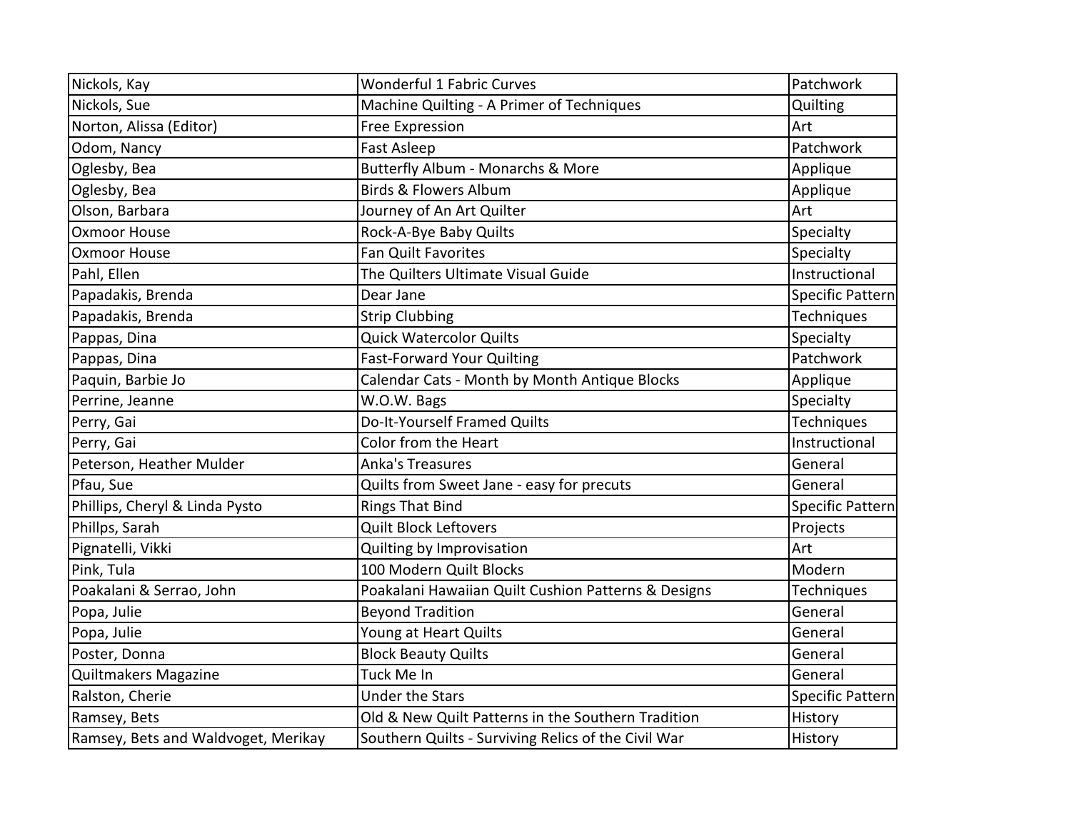| Nickols, Kay | Wonderful 1 Fabric Curves | Patchwork |
|---|---|---|
| Nickols, Sue | Machine Quilting - A Primer of Techniques | Quilting |
| Norton, Alissa (Editor) | Free Expression | Art |
| Odom, Nancy | Fast Asleep | Patchwork |
| Oglesby, Bea | Butterfly Album - Monarchs & More | Applique |
| Oglesby, Bea | Birds & Flowers Album | Applique |
| Olson, Barbara | Journey of An Art Quilter | Art |
| Oxmoor House | Rock-A-Bye Baby Quilts | Specialty |
| Oxmoor House | Fan Quilt Favorites | Specialty |
| Pahl, Ellen | The Quilters Ultimate Visual Guide | Instructional |
| Papadakis, Brenda | Dear Jane | Specific Pattern |
| Papadakis, Brenda | Strip Clubbing | Techniques |
| Pappas, Dina | Quick Watercolor Quilts | Specialty |
| Pappas, Dina | Fast-Forward Your Quilting | Patchwork |
| Paquin, Barbie Jo | Calendar Cats - Month by Month Antique Blocks | Applique |
| Perrine, Jeanne | W.O.W. Bags | Specialty |
| Perry, Gai | Do-It-Yourself Framed Quilts | Techniques |
| Perry, Gai | Color from the Heart | Instructional |
| Peterson, Heather Mulder | Anka's Treasures | General |
| Pfau, Sue | Quilts from Sweet Jane - easy for precuts | General |
| Phillips, Cheryl & Linda Pysto | Rings That Bind | Specific Pattern |
| Phillps, Sarah | Quilt Block Leftovers | Projects |
| Pignatelli, Vikki | Quilting by Improvisation | Art |
| Pink, Tula | 100 Modern Quilt Blocks | Modern |
| Poakalani & Serrao, John | Poakalani Hawaiian Quilt Cushion Patterns & Designs | Techniques |
| Popa, Julie | Beyond Tradition | General |
| Popa, Julie | Young at Heart Quilts | General |
| Poster, Donna | Block Beauty Quilts | General |
| Quiltmakers Magazine | Tuck Me In | General |
| Ralston, Cherie | Under the Stars | Specific Pattern |
| Ramsey, Bets | Old & New Quilt Patterns in the Southern Tradition | History |
| Ramsey, Bets and Waldvoget, Merikay | Southern Quilts - Surviving Relics of the Civil War | History |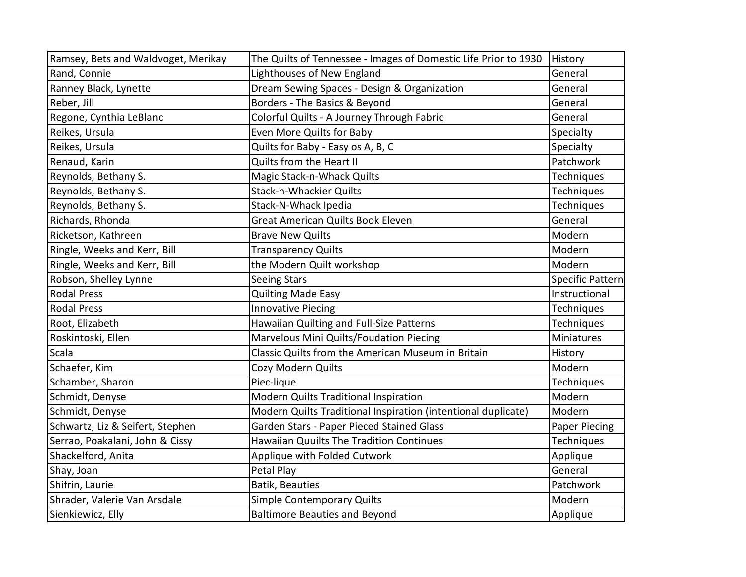| Ramsey, Bets and Waldvoget, Merikay | The Quilts of Tennessee - Images of Domestic Life Prior to 1930 | History |
|---|---|---|
| Rand, Connie | Lighthouses of New England | General |
| Ranney Black, Lynette | Dream Sewing Spaces - Design & Organization | General |
| Reber, Jill | Borders - The Basics & Beyond | General |
| Regone, Cynthia LeBlanc | Colorful Quilts - A Journey Through Fabric | General |
| Reikes, Ursula | Even More Quilts for Baby | Specialty |
| Reikes, Ursula | Quilts for Baby - Easy os A, B, C | Specialty |
| Renaud, Karin | Quilts from the Heart II | Patchwork |
| Reynolds, Bethany S. | Magic Stack-n-Whack Quilts | Techniques |
| Reynolds, Bethany S. | Stack-n-Whackier Quilts | Techniques |
| Reynolds, Bethany S. | Stack-N-Whack Ipedia | Techniques |
| Richards, Rhonda | Great American Quilts Book Eleven | General |
| Ricketson, Kathreen | Brave New Quilts | Modern |
| Ringle, Weeks and Kerr, Bill | Transparency Quilts | Modern |
| Ringle, Weeks and Kerr, Bill | the Modern Quilt workshop | Modern |
| Robson, Shelley Lynne | Seeing Stars | Specific Pattern |
| Rodal Press | Quilting Made Easy | Instructional |
| Rodal Press | Innovative Piecing | Techniques |
| Root, Elizabeth | Hawaiian Quilting and Full-Size Patterns | Techniques |
| Roskintoski, Ellen | Marvelous Mini Quilts/Foudation Piecing | Miniatures |
| Scala | Classic Quilts from the American Museum in Britain | History |
| Schaefer, Kim | Cozy Modern Quilts | Modern |
| Schamber, Sharon | Piec-lique | Techniques |
| Schmidt, Denyse | Modern Quilts Traditional Inspiration | Modern |
| Schmidt, Denyse | Modern Quilts Traditional Inspiration (intentional duplicate) | Modern |
| Schwartz, Liz & Seifert, Stephen | Garden Stars - Paper Pieced Stained Glass | Paper Piecing |
| Serrao, Poakalani, John & Cissy | Hawaiian Quuilts The Tradition Continues | Techniques |
| Shackelford, Anita | Applique with Folded Cutwork | Applique |
| Shay, Joan | Petal Play | General |
| Shifrin, Laurie | Batik, Beauties | Patchwork |
| Shrader, Valerie Van Arsdale | Simple Contemporary Quilts | Modern |
| Sienkiewicz, Elly | Baltimore Beauties and Beyond | Applique |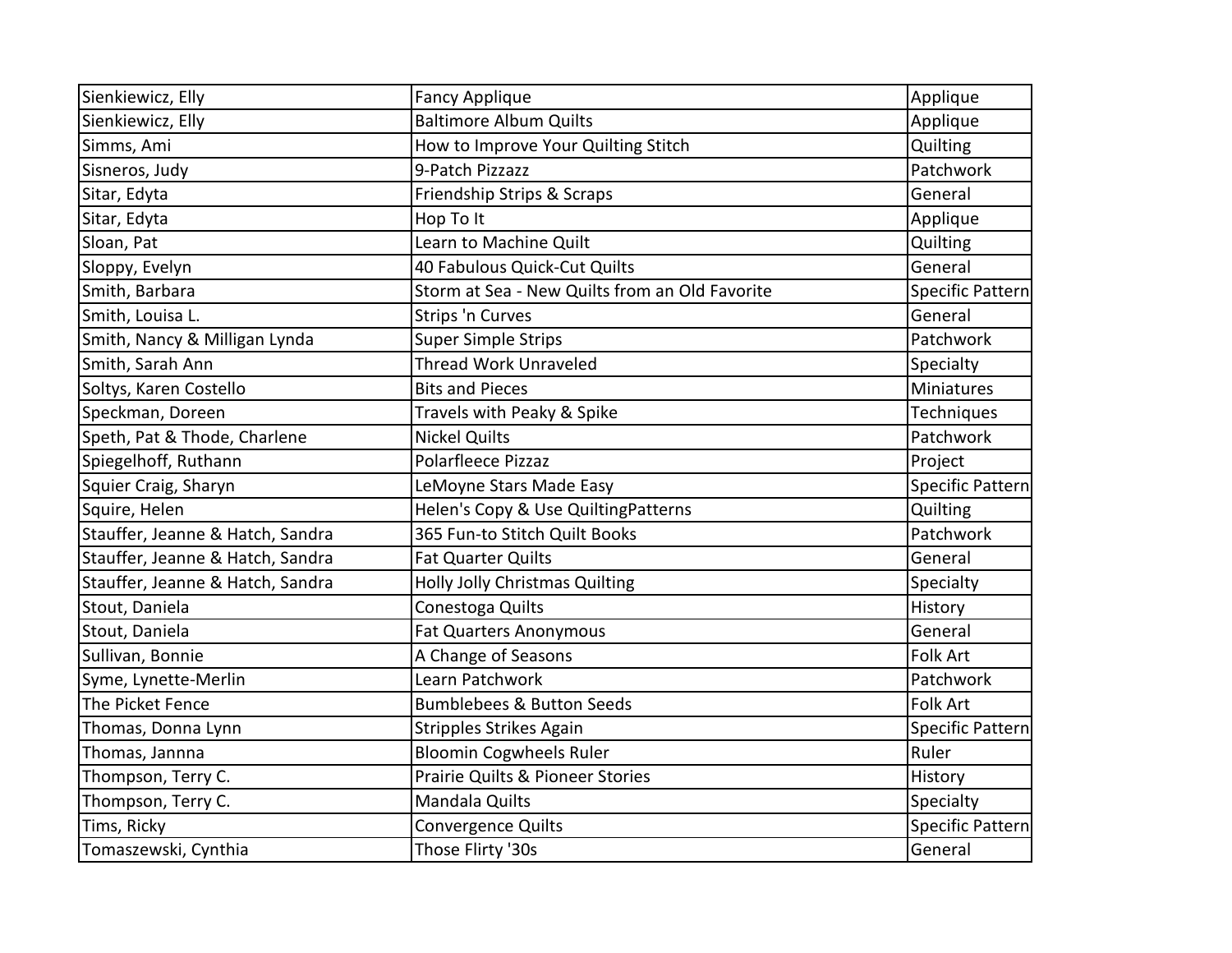| Sienkiewicz, Elly | Fancy Applique | Applique |
|---|---|---|
| Sienkiewicz, Elly | Baltimore Album Quilts | Applique |
| Simms, Ami | How to Improve Your Quilting Stitch | Quilting |
| Sisneros, Judy | 9-Patch Pizzazz | Patchwork |
| Sitar, Edyta | Friendship Strips & Scraps | General |
| Sitar, Edyta | Hop To It | Applique |
| Sloan, Pat | Learn to Machine Quilt | Quilting |
| Sloppy, Evelyn | 40 Fabulous Quick-Cut Quilts | General |
| Smith, Barbara | Storm at Sea - New Quilts from an Old Favorite | Specific Pattern |
| Smith, Louisa L. | Strips 'n Curves | General |
| Smith, Nancy & Milligan Lynda | Super Simple Strips | Patchwork |
| Smith, Sarah Ann | Thread Work Unraveled | Specialty |
| Soltys, Karen Costello | Bits and Pieces | Miniatures |
| Speckman, Doreen | Travels with Peaky & Spike | Techniques |
| Speth, Pat & Thode, Charlene | Nickel Quilts | Patchwork |
| Spiegelhoff, Ruthann | Polarfleece Pizzaz | Project |
| Squier Craig, Sharyn | LeMoyne Stars Made Easy | Specific Pattern |
| Squire, Helen | Helen's Copy & Use QuiltingPatterns | Quilting |
| Stauffer, Jeanne & Hatch, Sandra | 365 Fun-to Stitch Quilt Books | Patchwork |
| Stauffer, Jeanne & Hatch, Sandra | Fat Quarter Quilts | General |
| Stauffer, Jeanne & Hatch, Sandra | Holly Jolly Christmas Quilting | Specialty |
| Stout, Daniela | Conestoga Quilts | History |
| Stout, Daniela | Fat Quarters Anonymous | General |
| Sullivan, Bonnie | A Change of Seasons | Folk Art |
| Syme, Lynette-Merlin | Learn Patchwork | Patchwork |
| The Picket Fence | Bumblebees & Button Seeds | Folk Art |
| Thomas, Donna Lynn | Stripples Strikes Again | Specific Pattern |
| Thomas, Jannna | Bloomin Cogwheels Ruler | Ruler |
| Thompson, Terry C. | Prairie Quilts & Pioneer Stories | History |
| Thompson, Terry C. | Mandala Quilts | Specialty |
| Tims, Ricky | Convergence Quilts | Specific Pattern |
| Tomaszewski, Cynthia | Those Flirty '30s | General |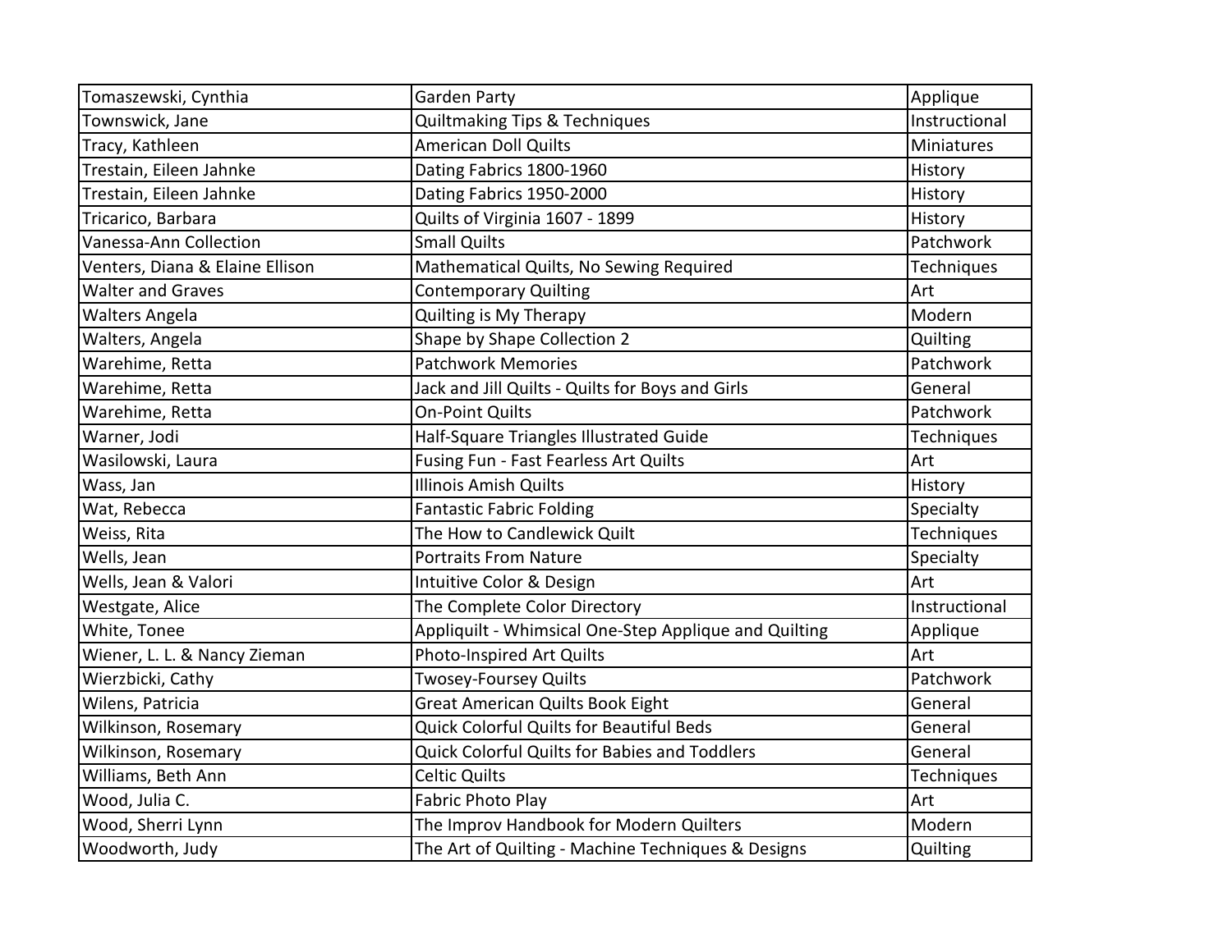| | | |
|---|---|---|
| Tomaszewski, Cynthia | Garden Party | Applique |
| Townswick, Jane | Quiltmaking Tips & Techniques | Instructional |
| Tracy, Kathleen | American Doll Quilts | Miniatures |
| Trestain, Eileen Jahnke | Dating Fabrics 1800-1960 | History |
| Trestain, Eileen Jahnke | Dating Fabrics 1950-2000 | History |
| Tricarico, Barbara | Quilts of Virginia 1607 - 1899 | History |
| Vanessa-Ann Collection | Small Quilts | Patchwork |
| Venters, Diana & Elaine Ellison | Mathematical Quilts, No Sewing Required | Techniques |
| Walter and Graves | Contemporary Quilting | Art |
| Walters Angela | Quilting is My Therapy | Modern |
| Walters, Angela | Shape by Shape Collection 2 | Quilting |
| Warehime, Retta | Patchwork Memories | Patchwork |
| Warehime, Retta | Jack and Jill Quilts - Quilts for Boys and Girls | General |
| Warehime, Retta | On-Point Quilts | Patchwork |
| Warner, Jodi | Half-Square Triangles Illustrated Guide | Techniques |
| Wasilowski, Laura | Fusing Fun - Fast Fearless Art Quilts | Art |
| Wass, Jan | Illinois Amish Quilts | History |
| Wat, Rebecca | Fantastic Fabric Folding | Specialty |
| Weiss, Rita | The How to Candlewick Quilt | Techniques |
| Wells, Jean | Portraits From Nature | Specialty |
| Wells, Jean & Valori | Intuitive Color & Design | Art |
| Westgate, Alice | The Complete Color Directory | Instructional |
| White, Tonee | Appliquilt - Whimsical One-Step Applique and Quilting | Applique |
| Wiener, L. L. & Nancy Zieman | Photo-Inspired Art Quilts | Art |
| Wierzbicki, Cathy | Twosey-Foursey Quilts | Patchwork |
| Wilens, Patricia | Great American Quilts Book Eight | General |
| Wilkinson, Rosemary | Quick Colorful Quilts for Beautiful Beds | General |
| Wilkinson, Rosemary | Quick Colorful Quilts for Babies and Toddlers | General |
| Williams, Beth Ann | Celtic Quilts | Techniques |
| Wood, Julia C. | Fabric Photo Play | Art |
| Wood, Sherri Lynn | The Improv Handbook for Modern Quilters | Modern |
| Woodworth, Judy | The Art of Quilting - Machine Techniques & Designs | Quilting |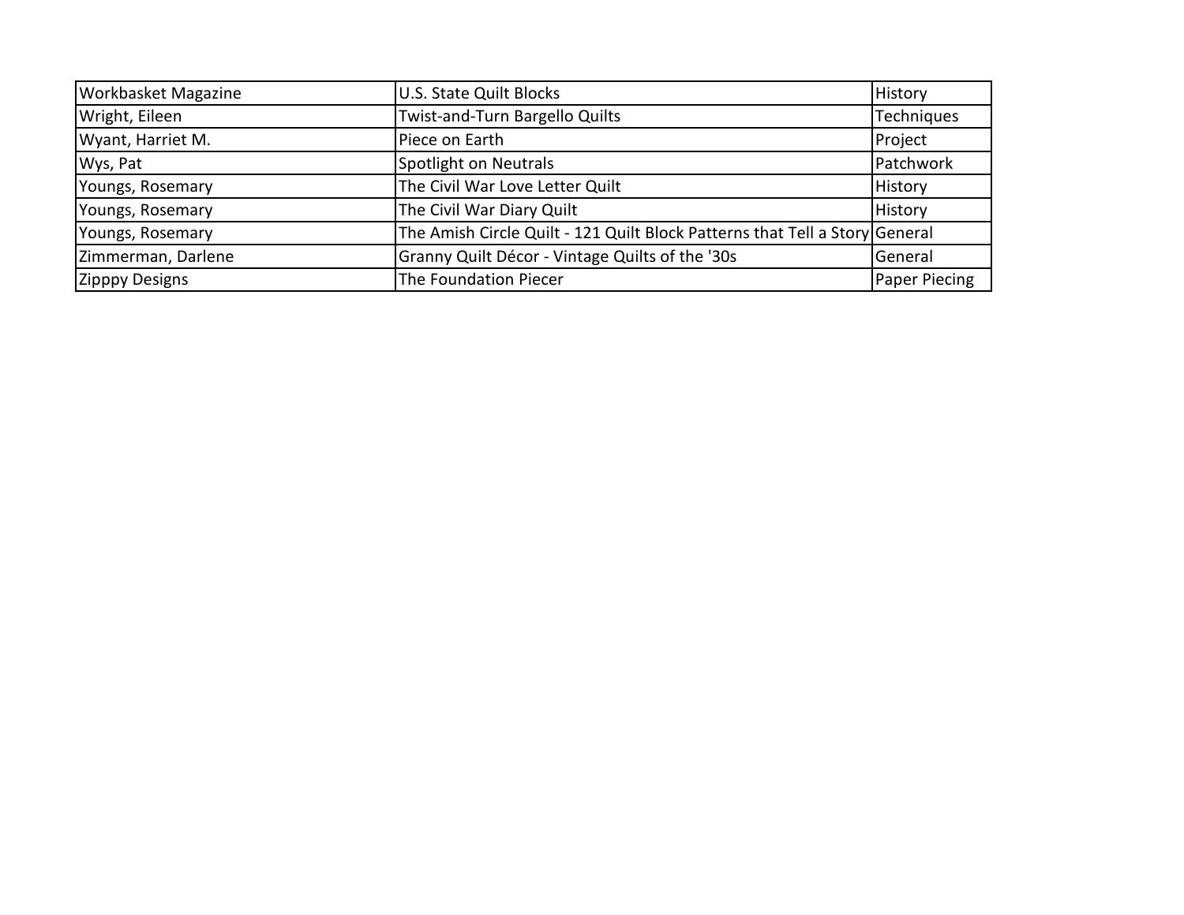| | | |
|---|---|---|
| Workbasket Magazine | U.S. State Quilt Blocks | History |
| Wright, Eileen | Twist-and-Turn Bargello Quilts | Techniques |
| Wyant, Harriet M. | Piece on Earth | Project |
| Wys, Pat | Spotlight on Neutrals | Patchwork |
| Youngs, Rosemary | The Civil War Love Letter Quilt | History |
| Youngs, Rosemary | The Civil War Diary Quilt | History |
| Youngs, Rosemary | The Amish Circle Quilt - 121 Quilt Block Patterns that Tell a Story | General |
| Zimmerman, Darlene | Granny Quilt Décor - Vintage Quilts of the '30s | General |
| Zipppy Designs | The Foundation Piecer | Paper Piecing |